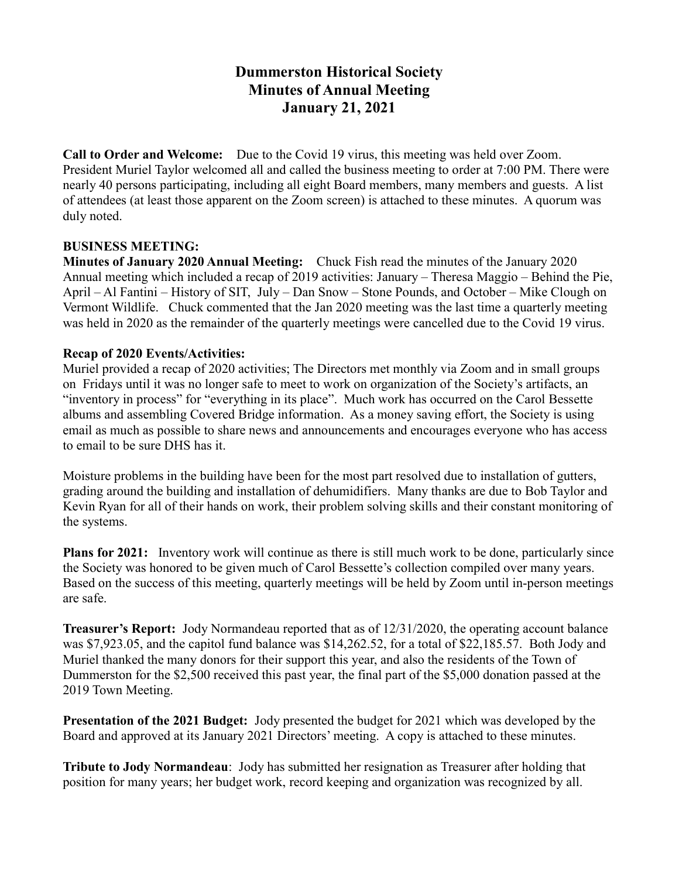# Dummerston Historical Society
## Minutes of Annual Meeting
## January 21, 2021

**Call to Order and Welcome:** Due to the Covid 19 virus, this meeting was held over Zoom. President Muriel Taylor welcomed all and called the business meeting to order at 7:00 PM. There were nearly 40 persons participating, including all eight Board members, many members and guests. A list of attendees (at least those apparent on the Zoom screen) is attached to these minutes. A quorum was duly noted.

**BUSINESS MEETING:**

**Minutes of January 2020 Annual Meeting:** Chuck Fish read the minutes of the January 2020 Annual meeting which included a recap of 2019 activities: January – Theresa Maggio – Behind the Pie, April – Al Fantini – History of SIT, July – Dan Snow – Stone Pounds, and October – Mike Clough on Vermont Wildlife. Chuck commented that the Jan 2020 meeting was the last time a quarterly meeting was held in 2020 as the remainder of the quarterly meetings were cancelled due to the Covid 19 virus.

**Recap of 2020 Events/Activities:**

Muriel provided a recap of 2020 activities; The Directors met monthly via Zoom and in small groups on Fridays until it was no longer safe to meet to work on organization of the Society's artifacts, an "inventory in process" for "everything in its place". Much work has occurred on the Carol Bessette albums and assembling Covered Bridge information. As a money saving effort, the Society is using email as much as possible to share news and announcements and encourages everyone who has access to email to be sure DHS has it.

Moisture problems in the building have been for the most part resolved due to installation of gutters, grading around the building and installation of dehumidifiers. Many thanks are due to Bob Taylor and Kevin Ryan for all of their hands on work, their problem solving skills and their constant monitoring of the systems.

**Plans for 2021:** Inventory work will continue as there is still much work to be done, particularly since the Society was honored to be given much of Carol Bessette's collection compiled over many years. Based on the success of this meeting, quarterly meetings will be held by Zoom until in-person meetings are safe.

**Treasurer's Report:** Jody Normandeau reported that as of 12/31/2020, the operating account balance was $7,923.05, and the capitol fund balance was $14,262.52, for a total of $22,185.57. Both Jody and Muriel thanked the many donors for their support this year, and also the residents of the Town of Dummerston for the $2,500 received this past year, the final part of the $5,000 donation passed at the 2019 Town Meeting.

**Presentation of the 2021 Budget:** Jody presented the budget for 2021 which was developed by the Board and approved at its January 2021 Directors' meeting. A copy is attached to these minutes.

**Tribute to Jody Normandeau**: Jody has submitted her resignation as Treasurer after holding that position for many years; her budget work, record keeping and organization was recognized by all.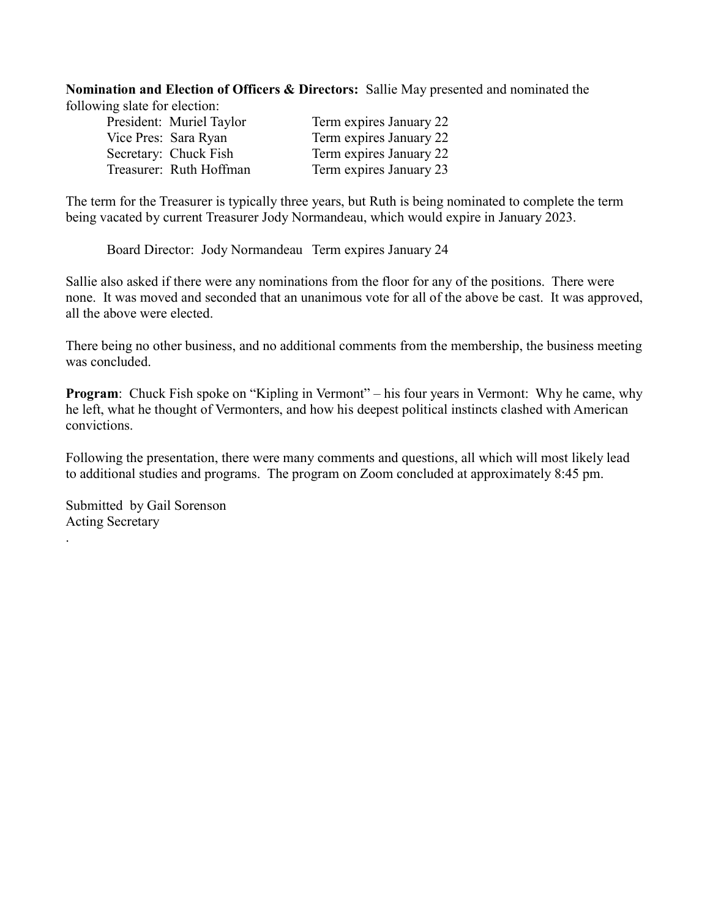**Nomination and Election of Officers & Directors:** Sallie May presented and nominated the following slate for election:

| | |
|---|---|
| President: Muriel Taylor | Term expires January 22 |
| Vice Pres: Sara Ryan | Term expires January 22 |
| Secretary: Chuck Fish | Term expires January 22 |
| Treasurer: Ruth Hoffman | Term expires January 23 |

The term for the Treasurer is typically three years, but Ruth is being nominated to complete the term being vacated by current Treasurer Jody Normandeau, which would expire in January 2023.

Board Director: Jody Normandeau Term expires January 24

Sallie also asked if there were any nominations from the floor for any of the positions. There were none. It was moved and seconded that an unanimous vote for all of the above be cast. It was approved, all the above were elected.

There being no other business, and no additional comments from the membership, the business meeting was concluded.

**Program**: Chuck Fish spoke on "Kipling in Vermont" – his four years in Vermont: Why he came, why he left, what he thought of Vermonters, and how his deepest political instincts clashed with American convictions.

Following the presentation, there were many comments and questions, all which will most likely lead to additional studies and programs. The program on Zoom concluded at approximately 8:45 pm.

Submitted by Gail Sorenson  
Acting Secretary